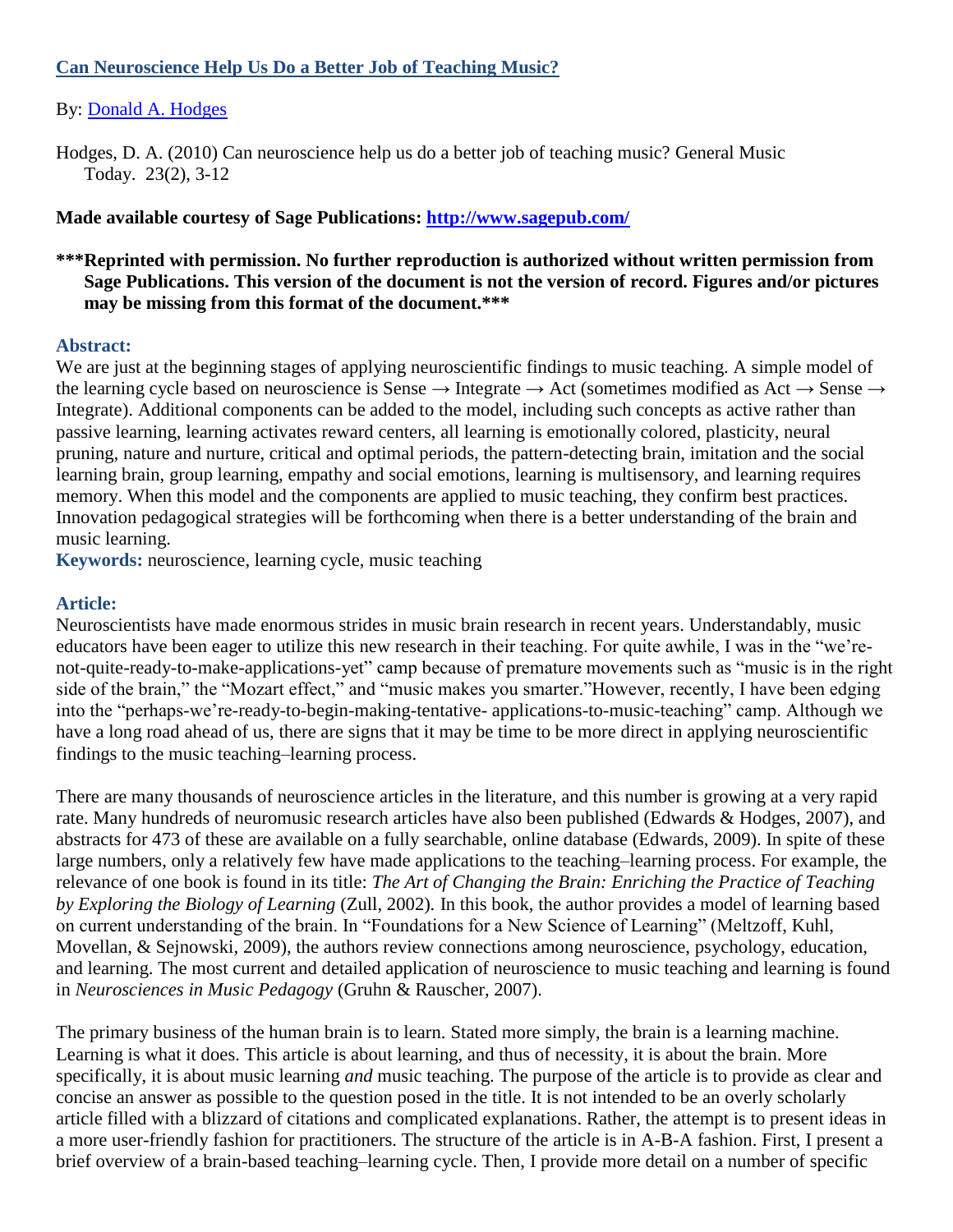# [Can Neuroscience Help Us Do a Better Job of Teaching Music?]

By: [Donald A. Hodges]

Hodges, D. A. (2010) Can neuroscience help us do a better job of teaching music? General Music Today. 23(2), 3-12

**Made available courtesy of Sage Publications: http://www.sagepub.com/**

**\*\*\*Reprinted with permission. No further reproduction is authorized without written permission from Sage Publications. This version of the document is not the version of record. Figures and/or pictures may be missing from this format of the document.\*\*\***

## Abstract:

We are just at the beginning stages of applying neuroscientific findings to music teaching. A simple model of the learning cycle based on neuroscience is Sense → Integrate → Act (sometimes modified as Act → Sense → Integrate). Additional components can be added to the model, including such concepts as active rather than passive learning, learning activates reward centers, all learning is emotionally colored, plasticity, neural pruning, nature and nurture, critical and optimal periods, the pattern-detecting brain, imitation and the social learning brain, group learning, empathy and social emotions, learning is multisensory, and learning requires memory. When this model and the components are applied to music teaching, they confirm best practices. Innovation pedagogical strategies will be forthcoming when there is a better understanding of the brain and music learning.

**Keywords:** neuroscience, learning cycle, music teaching

## Article:

Neuroscientists have made enormous strides in music brain research in recent years. Understandably, music educators have been eager to utilize this new research in their teaching. For quite awhile, I was in the "we're-not-quite-ready-to-make-applications-yet" camp because of premature movements such as "music is in the right side of the brain," the "Mozart effect," and "music makes you smarter."However, recently, I have been edging into the "perhaps-we're-ready-to-begin-making-tentative- applications-to-music-teaching" camp. Although we have a long road ahead of us, there are signs that it may be time to be more direct in applying neuroscientific findings to the music teaching–learning process.

There are many thousands of neuroscience articles in the literature, and this number is growing at a very rapid rate. Many hundreds of neuromusic research articles have also been published (Edwards & Hodges, 2007), and abstracts for 473 of these are available on a fully searchable, online database (Edwards, 2009). In spite of these large numbers, only a relatively few have made applications to the teaching–learning process. For example, the relevance of one book is found in its title: *The Art of Changing the Brain: Enriching the Practice of Teaching by Exploring the Biology of Learning* (Zull, 2002). In this book, the author provides a model of learning based on current understanding of the brain. In "Foundations for a New Science of Learning" (Meltzoff, Kuhl, Movellan, & Sejnowski, 2009), the authors review connections among neuroscience, psychology, education, and learning. The most current and detailed application of neuroscience to music teaching and learning is found in *Neurosciences in Music Pedagogy* (Gruhn & Rauscher, 2007).

The primary business of the human brain is to learn. Stated more simply, the brain is a learning machine. Learning is what it does. This article is about learning, and thus of necessity, it is about the brain. More specifically, it is about music learning *and* music teaching. The purpose of the article is to provide as clear and concise an answer as possible to the question posed in the title. It is not intended to be an overly scholarly article filled with a blizzard of citations and complicated explanations. Rather, the attempt is to present ideas in a more user-friendly fashion for practitioners. The structure of the article is in A-B-A fashion. First, I present a brief overview of a brain-based teaching–learning cycle. Then, I provide more detail on a number of specific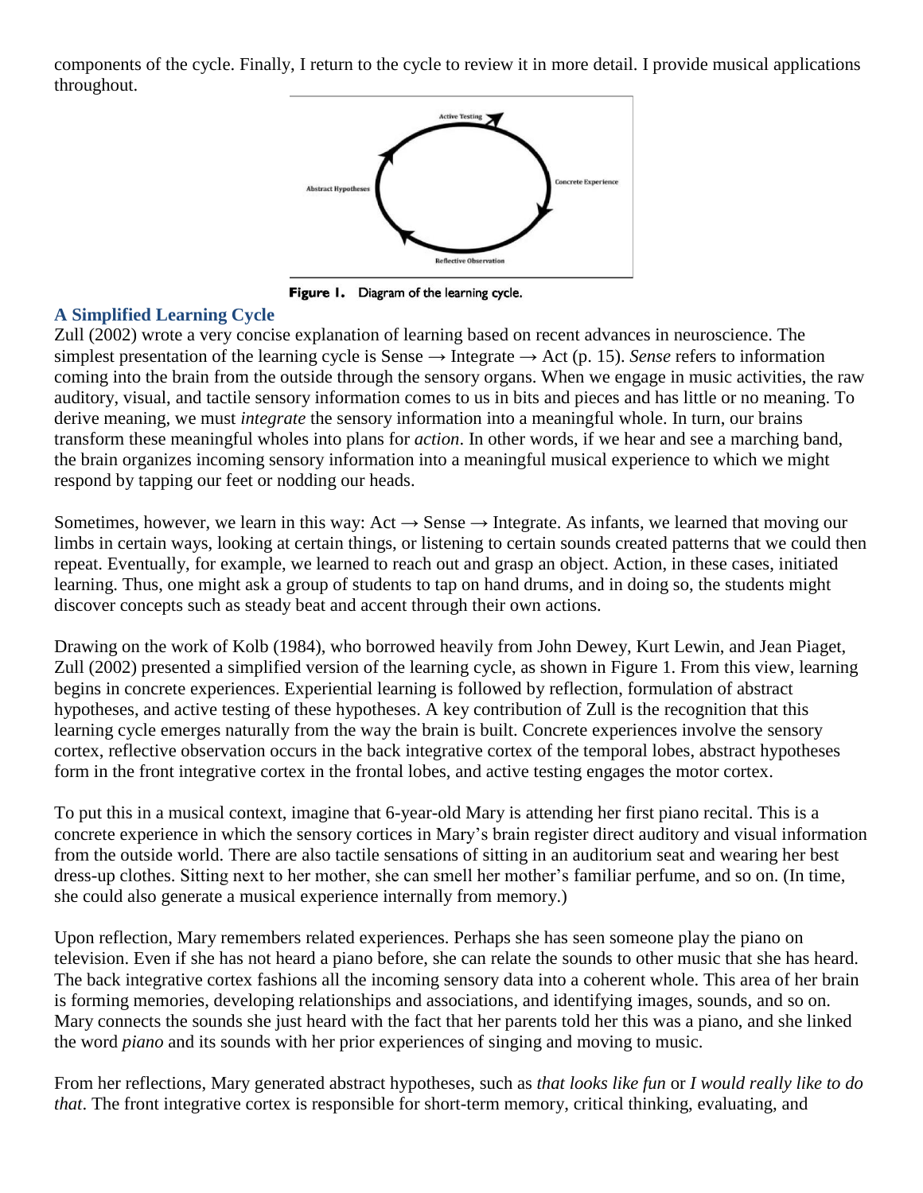components of the cycle. Finally, I return to the cycle to review it in more detail. I provide musical applications throughout.

Active Testing

Concrete Experience

Reflective Observation

Abstract Hypotheses

**Figure 1.** Diagram of the learning cycle.

## A Simplified Learning Cycle

Zull (2002) wrote a very concise explanation of learning based on recent advances in neuroscience. The simplest presentation of the learning cycle is Sense → Integrate → Act (p. 15). *Sense* refers to information coming into the brain from the outside through the sensory organs. When we engage in music activities, the raw auditory, visual, and tactile sensory information comes to us in bits and pieces and has little or no meaning. To derive meaning, we must *integrate* the sensory information into a meaningful whole. In turn, our brains transform these meaningful wholes into plans for *action*. In other words, if we hear and see a marching band, the brain organizes incoming sensory information into a meaningful musical experience to which we might respond by tapping our feet or nodding our heads.

Sometimes, however, we learn in this way: Act → Sense → Integrate. As infants, we learned that moving our limbs in certain ways, looking at certain things, or listening to certain sounds created patterns that we could then repeat. Eventually, for example, we learned to reach out and grasp an object. Action, in these cases, initiated learning. Thus, one might ask a group of students to tap on hand drums, and in doing so, the students might discover concepts such as steady beat and accent through their own actions.

Drawing on the work of Kolb (1984), who borrowed heavily from John Dewey, Kurt Lewin, and Jean Piaget, Zull (2002) presented a simplified version of the learning cycle, as shown in Figure 1. From this view, learning begins in concrete experiences. Experiential learning is followed by reflection, formulation of abstract hypotheses, and active testing of these hypotheses. A key contribution of Zull is the recognition that this learning cycle emerges naturally from the way the brain is built. Concrete experiences involve the sensory cortex, reflective observation occurs in the back integrative cortex of the temporal lobes, abstract hypotheses form in the front integrative cortex in the frontal lobes, and active testing engages the motor cortex.

To put this in a musical context, imagine that 6-year-old Mary is attending her first piano recital. This is a concrete experience in which the sensory cortices in Mary's brain register direct auditory and visual information from the outside world. There are also tactile sensations of sitting in an auditorium seat and wearing her best dress-up clothes. Sitting next to her mother, she can smell her mother's familiar perfume, and so on. (In time, she could also generate a musical experience internally from memory.)

Upon reflection, Mary remembers related experiences. Perhaps she has seen someone play the piano on television. Even if she has not heard a piano before, she can relate the sounds to other music that she has heard. The back integrative cortex fashions all the incoming sensory data into a coherent whole. This area of her brain is forming memories, developing relationships and associations, and identifying images, sounds, and so on. Mary connects the sounds she just heard with the fact that her parents told her this was a piano, and she linked the word *piano* and its sounds with her prior experiences of singing and moving to music.

From her reflections, Mary generated abstract hypotheses, such as *that looks like fun* or *I would really like to do that*. The front integrative cortex is responsible for short-term memory, critical thinking, evaluating, and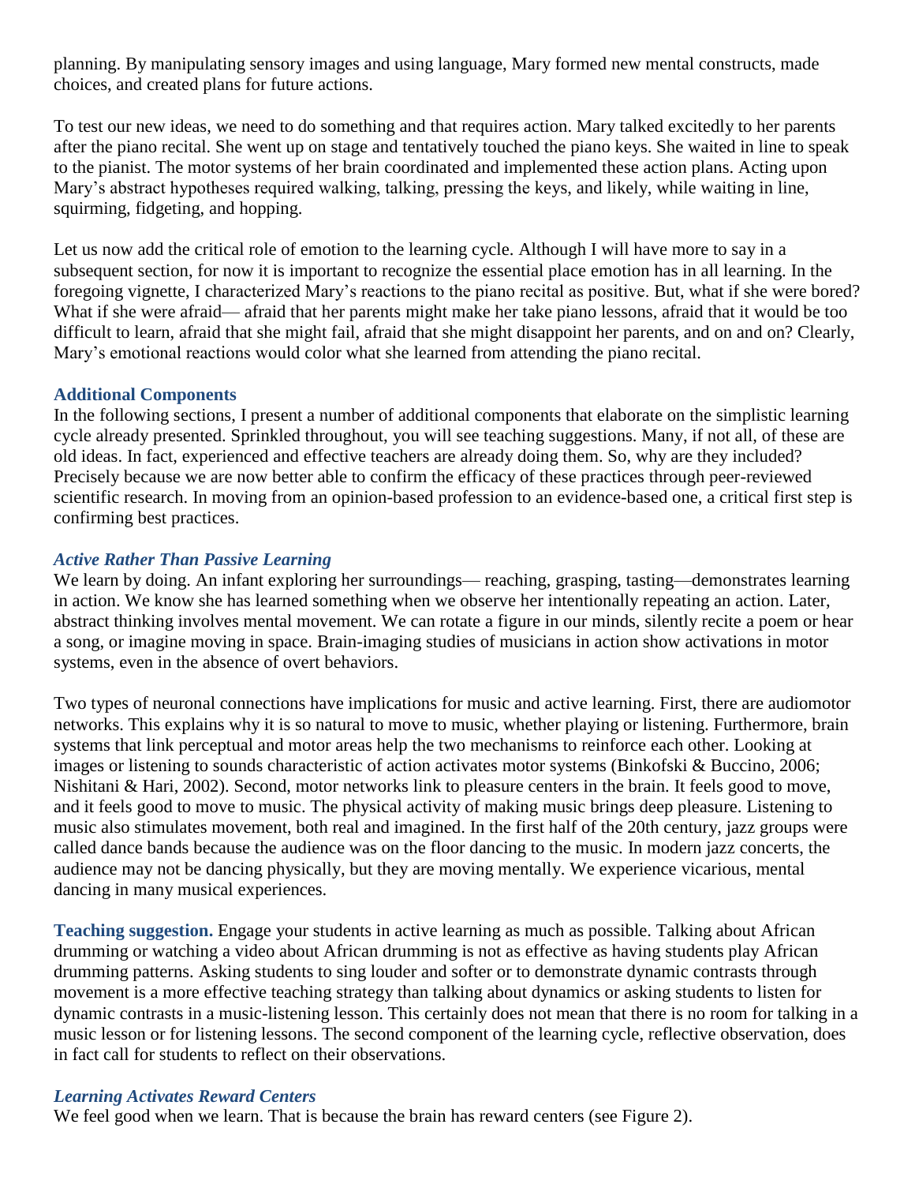planning. By manipulating sensory images and using language, Mary formed new mental constructs, made choices, and created plans for future actions.

To test our new ideas, we need to do something and that requires action. Mary talked excitedly to her parents after the piano recital. She went up on stage and tentatively touched the piano keys. She waited in line to speak to the pianist. The motor systems of her brain coordinated and implemented these action plans. Acting upon Mary's abstract hypotheses required walking, talking, pressing the keys, and likely, while waiting in line, squirming, fidgeting, and hopping.

Let us now add the critical role of emotion to the learning cycle. Although I will have more to say in a subsequent section, for now it is important to recognize the essential place emotion has in all learning. In the foregoing vignette, I characterized Mary's reactions to the piano recital as positive. But, what if she were bored? What if she were afraid— afraid that her parents might make her take piano lessons, afraid that it would be too difficult to learn, afraid that she might fail, afraid that she might disappoint her parents, and on and on? Clearly, Mary's emotional reactions would color what she learned from attending the piano recital.

### Additional Components

In the following sections, I present a number of additional components that elaborate on the simplistic learning cycle already presented. Sprinkled throughout, you will see teaching suggestions. Many, if not all, of these are old ideas. In fact, experienced and effective teachers are already doing them. So, why are they included? Precisely because we are now better able to confirm the efficacy of these practices through peer-reviewed scientific research. In moving from an opinion-based profession to an evidence-based one, a critical first step is confirming best practices.

#### *Active Rather Than Passive Learning*

We learn by doing. An infant exploring her surroundings— reaching, grasping, tasting—demonstrates learning in action. We know she has learned something when we observe her intentionally repeating an action. Later, abstract thinking involves mental movement. We can rotate a figure in our minds, silently recite a poem or hear a song, or imagine moving in space. Brain-imaging studies of musicians in action show activations in motor systems, even in the absence of overt behaviors.

Two types of neuronal connections have implications for music and active learning. First, there are audiomotor networks. This explains why it is so natural to move to music, whether playing or listening. Furthermore, brain systems that link perceptual and motor areas help the two mechanisms to reinforce each other. Looking at images or listening to sounds characteristic of action activates motor systems (Binkofski & Buccino, 2006; Nishitani & Hari, 2002). Second, motor networks link to pleasure centers in the brain. It feels good to move, and it feels good to move to music. The physical activity of making music brings deep pleasure. Listening to music also stimulates movement, both real and imagined. In the first half of the 20th century, jazz groups were called dance bands because the audience was on the floor dancing to the music. In modern jazz concerts, the audience may not be dancing physically, but they are moving mentally. We experience vicarious, mental dancing in many musical experiences.

**Teaching suggestion.** Engage your students in active learning as much as possible. Talking about African drumming or watching a video about African drumming is not as effective as having students play African drumming patterns. Asking students to sing louder and softer or to demonstrate dynamic contrasts through movement is a more effective teaching strategy than talking about dynamics or asking students to listen for dynamic contrasts in a music-listening lesson. This certainly does not mean that there is no room for talking in a music lesson or for listening lessons. The second component of the learning cycle, reflective observation, does in fact call for students to reflect on their observations.

#### *Learning Activates Reward Centers*

We feel good when we learn. That is because the brain has reward centers (see Figure 2).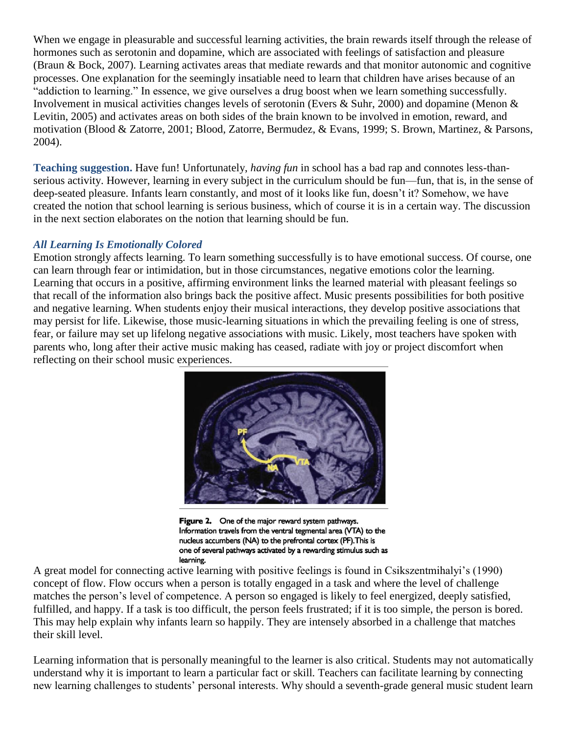When we engage in pleasurable and successful learning activities, the brain rewards itself through the release of hormones such as serotonin and dopamine, which are associated with feelings of satisfaction and pleasure (Braun & Bock, 2007). Learning activates areas that mediate rewards and that monitor autonomic and cognitive processes. One explanation for the seemingly insatiable need to learn that children have arises because of an "addiction to learning." In essence, we give ourselves a drug boost when we learn something successfully. Involvement in musical activities changes levels of serotonin (Evers & Suhr, 2000) and dopamine (Menon & Levitin, 2005) and activates areas on both sides of the brain known to be involved in emotion, reward, and motivation (Blood & Zatorre, 2001; Blood, Zatorre, Bermudez, & Evans, 1999; S. Brown, Martinez, & Parsons, 2004).

**Teaching suggestion.** Have fun! Unfortunately, *having fun* in school has a bad rap and connotes less-than-serious activity. However, learning in every subject in the curriculum should be fun—fun, that is, in the sense of deep-seated pleasure. Infants learn constantly, and most of it looks like fun, doesn't it? Somehow, we have created the notion that school learning is serious business, which of course it is in a certain way. The discussion in the next section elaborates on the notion that learning should be fun.

### *All Learning Is Emotionally Colored*

Emotion strongly affects learning. To learn something successfully is to have emotional success. Of course, one can learn through fear or intimidation, but in those circumstances, negative emotions color the learning. Learning that occurs in a positive, affirming environment links the learned material with pleasant feelings so that recall of the information also brings back the positive affect. Music presents possibilities for both positive and negative learning. When students enjoy their musical interactions, they develop positive associations that may persist for life. Likewise, those music-learning situations in which the prevailing feeling is one of stress, fear, or failure may set up lifelong negative associations with music. Likely, most teachers have spoken with parents who, long after their active music making has ceased, radiate with joy or project discomfort when reflecting on their school music experiences.

**Figure 2.** One of the major reward system pathways. Information travels from the ventral tegmental area (VTA) to the nucleus accumbens (NA) to the prefrontal cortex (PF). This is one of several pathways activated by a rewarding stimulus such as learning.

A great model for connecting active learning with positive feelings is found in Csikszentmihalyi's (1990) concept of flow. Flow occurs when a person is totally engaged in a task and where the level of challenge matches the person's level of competence. A person so engaged is likely to feel energized, deeply satisfied, fulfilled, and happy. If a task is too difficult, the person feels frustrated; if it is too simple, the person is bored. This may help explain why infants learn so happily. They are intensely absorbed in a challenge that matches their skill level.

Learning information that is personally meaningful to the learner is also critical. Students may not automatically understand why it is important to learn a particular fact or skill. Teachers can facilitate learning by connecting new learning challenges to students' personal interests. Why should a seventh-grade general music student learn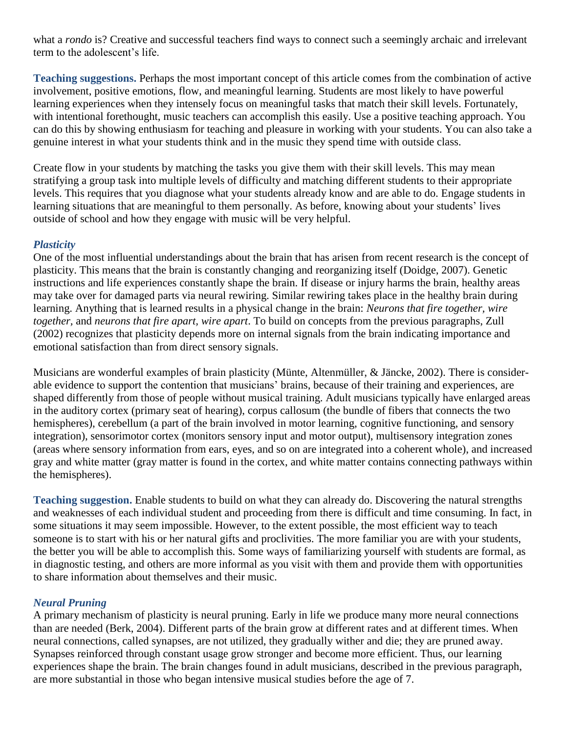what a *rondo* is? Creative and successful teachers find ways to connect such a seemingly archaic and irrelevant term to the adolescent's life.

**Teaching suggestions.** Perhaps the most important concept of this article comes from the combination of active involvement, positive emotions, flow, and meaningful learning. Students are most likely to have powerful learning experiences when they intensely focus on meaningful tasks that match their skill levels. Fortunately, with intentional forethought, music teachers can accomplish this easily. Use a positive teaching approach. You can do this by showing enthusiasm for teaching and pleasure in working with your students. You can also take a genuine interest in what your students think and in the music they spend time with outside class.

Create flow in your students by matching the tasks you give them with their skill levels. This may mean stratifying a group task into multiple levels of difficulty and matching different students to their appropriate levels. This requires that you diagnose what your students already know and are able to do. Engage students in learning situations that are meaningful to them personally. As before, knowing about your students' lives outside of school and how they engage with music will be very helpful.

### *Plasticity*

One of the most influential understandings about the brain that has arisen from recent research is the concept of plasticity. This means that the brain is constantly changing and reorganizing itself (Doidge, 2007). Genetic instructions and life experiences constantly shape the brain. If disease or injury harms the brain, healthy areas may take over for damaged parts via neural rewiring. Similar rewiring takes place in the healthy brain during learning. Anything that is learned results in a physical change in the brain: *Neurons that fire together, wire together,* and *neurons that fire apart, wire apart*. To build on concepts from the previous paragraphs, Zull (2002) recognizes that plasticity depends more on internal signals from the brain indicating importance and emotional satisfaction than from direct sensory signals.

Musicians are wonderful examples of brain plasticity (Münte, Altenmüller, & Jäncke, 2002). There is considerable evidence to support the contention that musicians' brains, because of their training and experiences, are shaped differently from those of people without musical training. Adult musicians typically have enlarged areas in the auditory cortex (primary seat of hearing), corpus callosum (the bundle of fibers that connects the two hemispheres), cerebellum (a part of the brain involved in motor learning, cognitive functioning, and sensory integration), sensorimotor cortex (monitors sensory input and motor output), multisensory integration zones (areas where sensory information from ears, eyes, and so on are integrated into a coherent whole), and increased gray and white matter (gray matter is found in the cortex, and white matter contains connecting pathways within the hemispheres).

**Teaching suggestion.** Enable students to build on what they can already do. Discovering the natural strengths and weaknesses of each individual student and proceeding from there is difficult and time consuming. In fact, in some situations it may seem impossible. However, to the extent possible, the most efficient way to teach someone is to start with his or her natural gifts and proclivities. The more familiar you are with your students, the better you will be able to accomplish this. Some ways of familiarizing yourself with students are formal, as in diagnostic testing, and others are more informal as you visit with them and provide them with opportunities to share information about themselves and their music.

### *Neural Pruning*

A primary mechanism of plasticity is neural pruning. Early in life we produce many more neural connections than are needed (Berk, 2004). Different parts of the brain grow at different rates and at different times. When neural connections, called synapses, are not utilized, they gradually wither and die; they are pruned away. Synapses reinforced through constant usage grow stronger and become more efficient. Thus, our learning experiences shape the brain. The brain changes found in adult musicians, described in the previous paragraph, are more substantial in those who began intensive musical studies before the age of 7.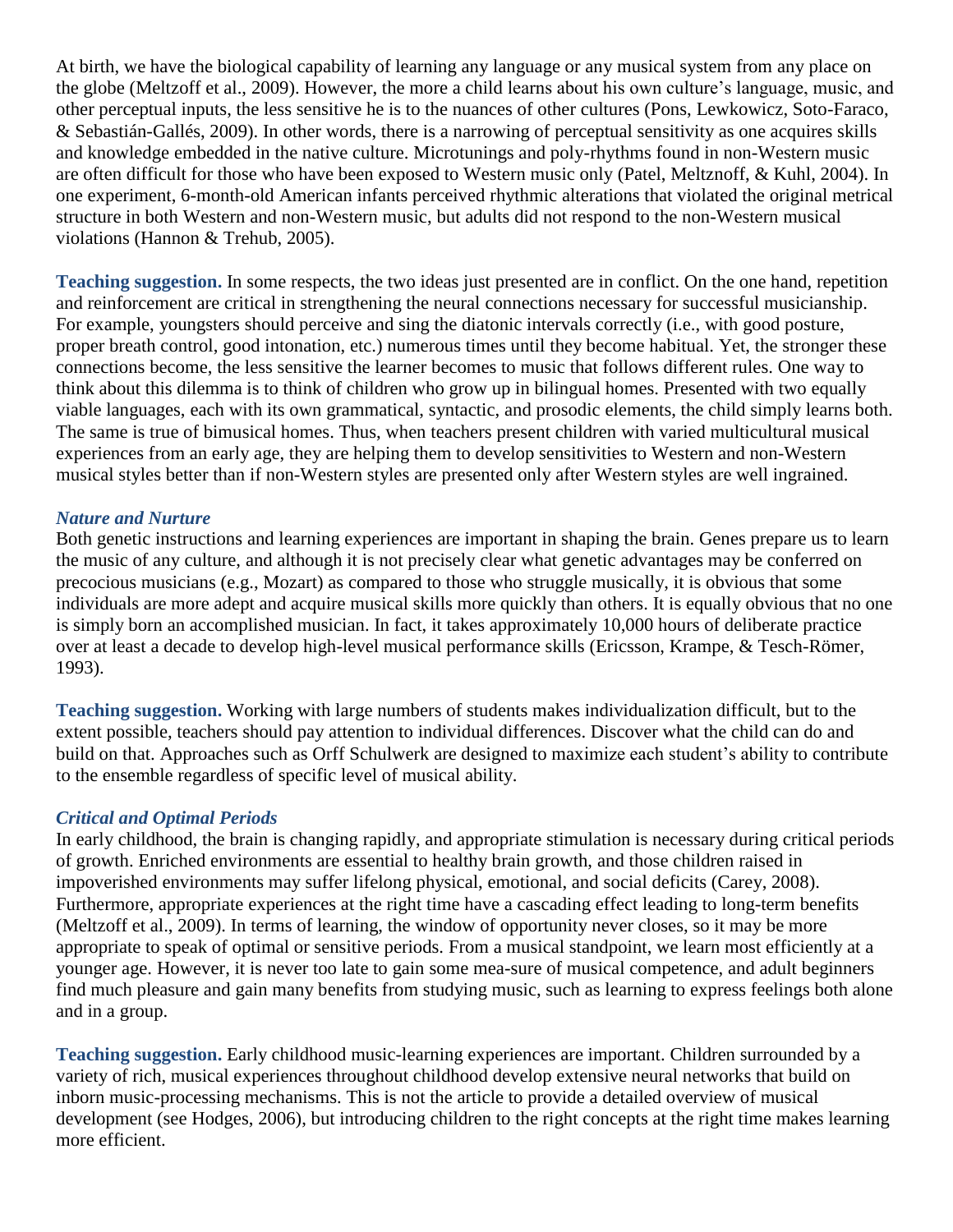At birth, we have the biological capability of learning any language or any musical system from any place on the globe (Meltzoff et al., 2009). However, the more a child learns about his own culture's language, music, and other perceptual inputs, the less sensitive he is to the nuances of other cultures (Pons, Lewkowicz, Soto-Faraco, & Sebastián-Gallés, 2009). In other words, there is a narrowing of perceptual sensitivity as one acquires skills and knowledge embedded in the native culture. Microtunings and poly-rhythms found in non-Western music are often difficult for those who have been exposed to Western music only (Patel, Meltznoff, & Kuhl, 2004). In one experiment, 6-month-old American infants perceived rhythmic alterations that violated the original metrical structure in both Western and non-Western music, but adults did not respond to the non-Western musical violations (Hannon & Trehub, 2005).

**Teaching suggestion.** In some respects, the two ideas just presented are in conflict. On the one hand, repetition and reinforcement are critical in strengthening the neural connections necessary for successful musicianship. For example, youngsters should perceive and sing the diatonic intervals correctly (i.e., with good posture, proper breath control, good intonation, etc.) numerous times until they become habitual. Yet, the stronger these connections become, the less sensitive the learner becomes to music that follows different rules. One way to think about this dilemma is to think of children who grow up in bilingual homes. Presented with two equally viable languages, each with its own grammatical, syntactic, and prosodic elements, the child simply learns both. The same is true of bimusical homes. Thus, when teachers present children with varied multicultural musical experiences from an early age, they are helping them to develop sensitivities to Western and non-Western musical styles better than if non-Western styles are presented only after Western styles are well ingrained.

### *Nature and Nurture*

Both genetic instructions and learning experiences are important in shaping the brain. Genes prepare us to learn the music of any culture, and although it is not precisely clear what genetic advantages may be conferred on precocious musicians (e.g., Mozart) as compared to those who struggle musically, it is obvious that some individuals are more adept and acquire musical skills more quickly than others. It is equally obvious that no one is simply born an accomplished musician. In fact, it takes approximately 10,000 hours of deliberate practice over at least a decade to develop high-level musical performance skills (Ericsson, Krampe, & Tesch-Römer, 1993).

**Teaching suggestion.** Working with large numbers of students makes individualization difficult, but to the extent possible, teachers should pay attention to individual differences. Discover what the child can do and build on that. Approaches such as Orff Schulwerk are designed to maximize each student's ability to contribute to the ensemble regardless of specific level of musical ability.

### *Critical and Optimal Periods*

In early childhood, the brain is changing rapidly, and appropriate stimulation is necessary during critical periods of growth. Enriched environments are essential to healthy brain growth, and those children raised in impoverished environments may suffer lifelong physical, emotional, and social deficits (Carey, 2008). Furthermore, appropriate experiences at the right time have a cascading effect leading to long-term benefits (Meltzoff et al., 2009). In terms of learning, the window of opportunity never closes, so it may be more appropriate to speak of optimal or sensitive periods. From a musical standpoint, we learn most efficiently at a younger age. However, it is never too late to gain some mea-sure of musical competence, and adult beginners find much pleasure and gain many benefits from studying music, such as learning to express feelings both alone and in a group.

**Teaching suggestion.** Early childhood music-learning experiences are important. Children surrounded by a variety of rich, musical experiences throughout childhood develop extensive neural networks that build on inborn music-processing mechanisms. This is not the article to provide a detailed overview of musical development (see Hodges, 2006), but introducing children to the right concepts at the right time makes learning more efficient.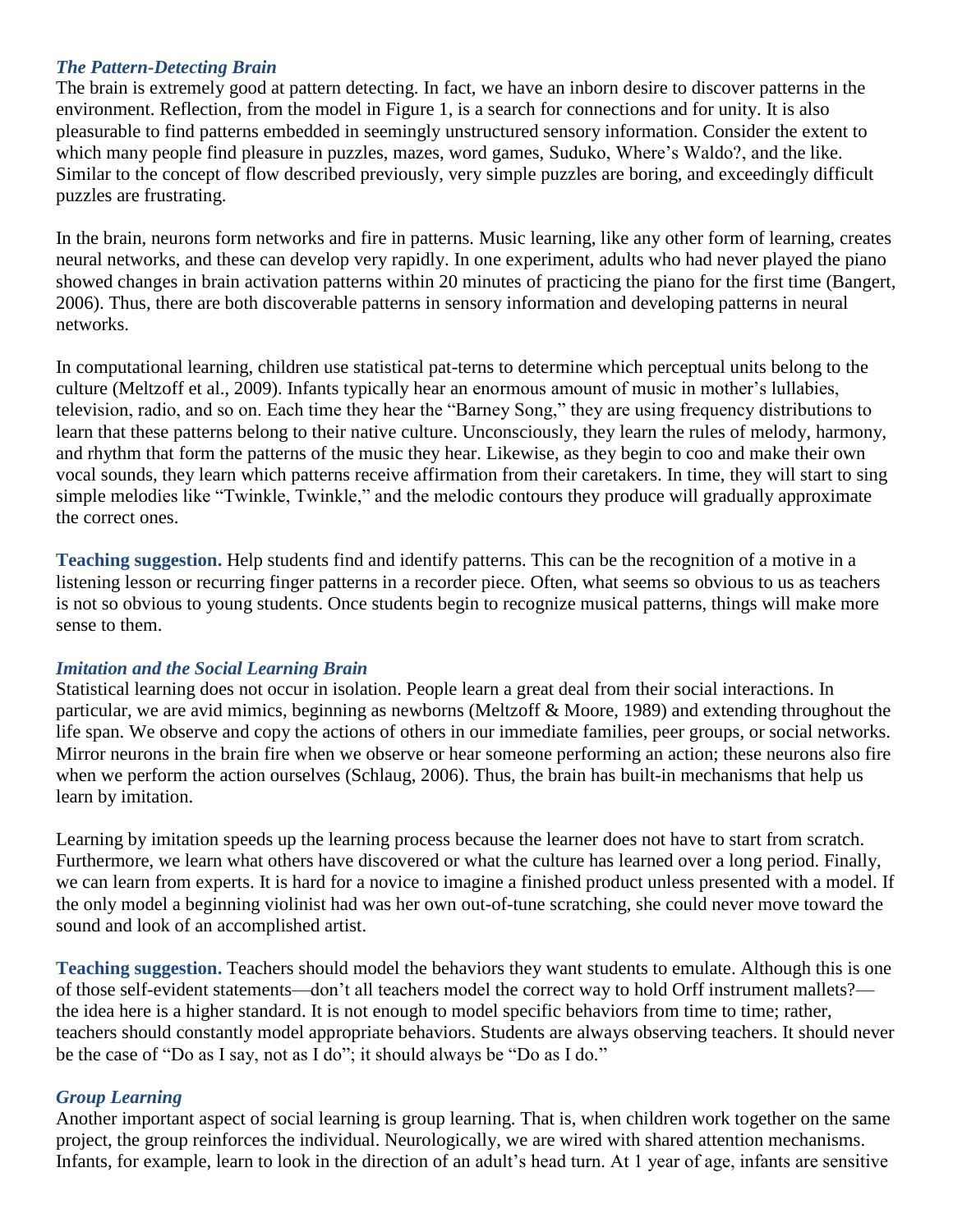### *The Pattern-Detecting Brain*

The brain is extremely good at pattern detecting. In fact, we have an inborn desire to discover patterns in the environment. Reflection, from the model in Figure 1, is a search for connections and for unity. It is also pleasurable to find patterns embedded in seemingly unstructured sensory information. Consider the extent to which many people find pleasure in puzzles, mazes, word games, Suduko, Where's Waldo?, and the like. Similar to the concept of flow described previously, very simple puzzles are boring, and exceedingly difficult puzzles are frustrating.

In the brain, neurons form networks and fire in patterns. Music learning, like any other form of learning, creates neural networks, and these can develop very rapidly. In one experiment, adults who had never played the piano showed changes in brain activation patterns within 20 minutes of practicing the piano for the first time (Bangert, 2006). Thus, there are both discoverable patterns in sensory information and developing patterns in neural networks.

In computational learning, children use statistical pat-terns to determine which perceptual units belong to the culture (Meltzoff et al., 2009). Infants typically hear an enormous amount of music in mother's lullabies, television, radio, and so on. Each time they hear the "Barney Song," they are using frequency distributions to learn that these patterns belong to their native culture. Unconsciously, they learn the rules of melody, harmony, and rhythm that form the patterns of the music they hear. Likewise, as they begin to coo and make their own vocal sounds, they learn which patterns receive affirmation from their caretakers. In time, they will start to sing simple melodies like "Twinkle, Twinkle," and the melodic contours they produce will gradually approximate the correct ones.

**Teaching suggestion.** Help students find and identify patterns. This can be the recognition of a motive in a listening lesson or recurring finger patterns in a recorder piece. Often, what seems so obvious to us as teachers is not so obvious to young students. Once students begin to recognize musical patterns, things will make more sense to them.

### *Imitation and the Social Learning Brain*

Statistical learning does not occur in isolation. People learn a great deal from their social interactions. In particular, we are avid mimics, beginning as newborns (Meltzoff & Moore, 1989) and extending throughout the life span. We observe and copy the actions of others in our immediate families, peer groups, or social networks. Mirror neurons in the brain fire when we observe or hear someone performing an action; these neurons also fire when we perform the action ourselves (Schlaug, 2006). Thus, the brain has built-in mechanisms that help us learn by imitation.

Learning by imitation speeds up the learning process because the learner does not have to start from scratch. Furthermore, we learn what others have discovered or what the culture has learned over a long period. Finally, we can learn from experts. It is hard for a novice to imagine a finished product unless presented with a model. If the only model a beginning violinist had was her own out-of-tune scratching, she could never move toward the sound and look of an accomplished artist.

**Teaching suggestion.** Teachers should model the behaviors they want students to emulate. Although this is one of those self-evident statements—don't all teachers model the correct way to hold Orff instrument mallets?—the idea here is a higher standard. It is not enough to model specific behaviors from time to time; rather, teachers should constantly model appropriate behaviors. Students are always observing teachers. It should never be the case of "Do as I say, not as I do"; it should always be "Do as I do."

### *Group Learning*

Another important aspect of social learning is group learning. That is, when children work together on the same project, the group reinforces the individual. Neurologically, we are wired with shared attention mechanisms. Infants, for example, learn to look in the direction of an adult's head turn. At 1 year of age, infants are sensitive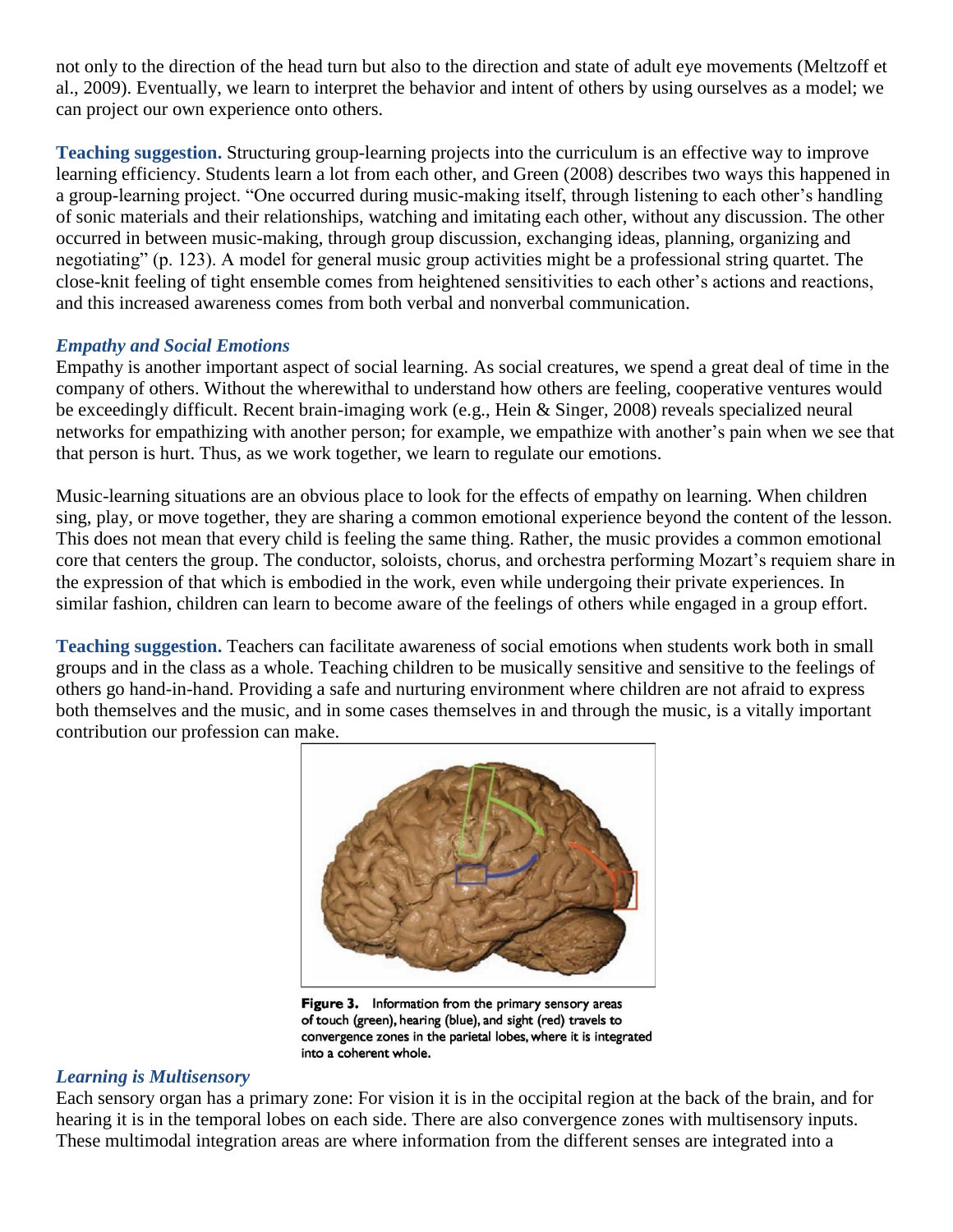not only to the direction of the head turn but also to the direction and state of adult eye movements (Meltzoff et al., 2009). Eventually, we learn to interpret the behavior and intent of others by using ourselves as a model; we can project our own experience onto others.

**Teaching suggestion.** Structuring group-learning projects into the curriculum is an effective way to improve learning efficiency. Students learn a lot from each other, and Green (2008) describes two ways this happened in a group-learning project. "One occurred during music-making itself, through listening to each other's handling of sonic materials and their relationships, watching and imitating each other, without any discussion. The other occurred in between music-making, through group discussion, exchanging ideas, planning, organizing and negotiating" (p. 123). A model for general music group activities might be a professional string quartet. The close-knit feeling of tight ensemble comes from heightened sensitivities to each other's actions and reactions, and this increased awareness comes from both verbal and nonverbal communication.

### *Empathy and Social Emotions*

Empathy is another important aspect of social learning. As social creatures, we spend a great deal of time in the company of others. Without the wherewithal to understand how others are feeling, cooperative ventures would be exceedingly difficult. Recent brain-imaging work (e.g., Hein & Singer, 2008) reveals specialized neural networks for empathizing with another person; for example, we empathize with another's pain when we see that that person is hurt. Thus, as we work together, we learn to regulate our emotions.

Music-learning situations are an obvious place to look for the effects of empathy on learning. When children sing, play, or move together, they are sharing a common emotional experience beyond the content of the lesson. This does not mean that every child is feeling the same thing. Rather, the music provides a common emotional core that centers the group. The conductor, soloists, chorus, and orchestra performing Mozart's requiem share in the expression of that which is embodied in the work, even while undergoing their private experiences. In similar fashion, children can learn to become aware of the feelings of others while engaged in a group effort.

**Teaching suggestion.** Teachers can facilitate awareness of social emotions when students work both in small groups and in the class as a whole. Teaching children to be musically sensitive and sensitive to the feelings of others go hand-in-hand. Providing a safe and nurturing environment where children are not afraid to express both themselves and the music, and in some cases themselves in and through the music, is a vitally important contribution our profession can make.

**Figure 3.** Information from the primary sensory areas of touch (green), hearing (blue), and sight (red) travels to convergence zones in the parietal lobes, where it is integrated into a coherent whole.

### *Learning is Multisensory*

Each sensory organ has a primary zone: For vision it is in the occipital region at the back of the brain, and for hearing it is in the temporal lobes on each side. There are also convergence zones with multisensory inputs. These multimodal integration areas are where information from the different senses are integrated into a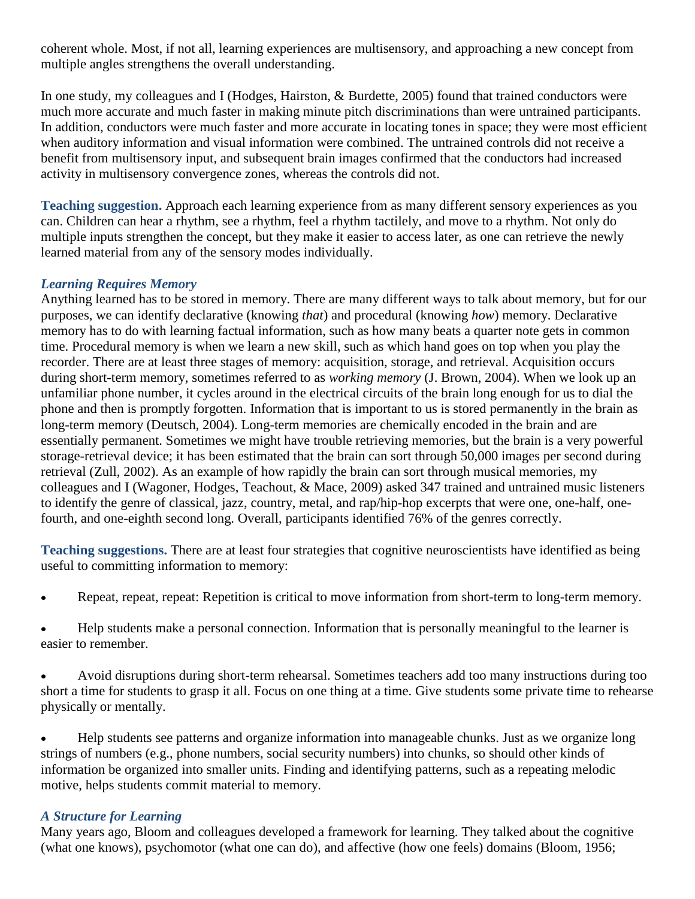coherent whole. Most, if not all, learning experiences are multisensory, and approaching a new concept from multiple angles strengthens the overall understanding.

In one study, my colleagues and I (Hodges, Hairston, & Burdette, 2005) found that trained conductors were much more accurate and much faster in making minute pitch discriminations than were untrained participants. In addition, conductors were much faster and more accurate in locating tones in space; they were most efficient when auditory information and visual information were combined. The untrained controls did not receive a benefit from multisensory input, and subsequent brain images confirmed that the conductors had increased activity in multisensory convergence zones, whereas the controls did not.

**Teaching suggestion.** Approach each learning experience from as many different sensory experiences as you can. Children can hear a rhythm, see a rhythm, feel a rhythm tactilely, and move to a rhythm. Not only do multiple inputs strengthen the concept, but they make it easier to access later, as one can retrieve the newly learned material from any of the sensory modes individually.

### *Learning Requires Memory*

Anything learned has to be stored in memory. There are many different ways to talk about memory, but for our purposes, we can identify declarative (knowing *that*) and procedural (knowing *how*) memory. Declarative memory has to do with learning factual information, such as how many beats a quarter note gets in common time. Procedural memory is when we learn a new skill, such as which hand goes on top when you play the recorder. There are at least three stages of memory: acquisition, storage, and retrieval. Acquisition occurs during short-term memory, sometimes referred to as *working memory* (J. Brown, 2004). When we look up an unfamiliar phone number, it cycles around in the electrical circuits of the brain long enough for us to dial the phone and then is promptly forgotten. Information that is important to us is stored permanently in the brain as long-term memory (Deutsch, 2004). Long-term memories are chemically encoded in the brain and are essentially permanent. Sometimes we might have trouble retrieving memories, but the brain is a very powerful storage-retrieval device; it has been estimated that the brain can sort through 50,000 images per second during retrieval (Zull, 2002). As an example of how rapidly the brain can sort through musical memories, my colleagues and I (Wagoner, Hodges, Teachout, & Mace, 2009) asked 347 trained and untrained music listeners to identify the genre of classical, jazz, country, metal, and rap/hip-hop excerpts that were one, one-half, one-fourth, and one-eighth second long. Overall, participants identified 76% of the genres correctly.

**Teaching suggestions.** There are at least four strategies that cognitive neuroscientists have identified as being useful to committing information to memory:

- Repeat, repeat, repeat: Repetition is critical to move information from short-term to long-term memory.
- Help students make a personal connection. Information that is personally meaningful to the learner is easier to remember.
- Avoid disruptions during short-term rehearsal. Sometimes teachers add too many instructions during too short a time for students to grasp it all. Focus on one thing at a time. Give students some private time to rehearse physically or mentally.
- Help students see patterns and organize information into manageable chunks. Just as we organize long strings of numbers (e.g., phone numbers, social security numbers) into chunks, so should other kinds of information be organized into smaller units. Finding and identifying patterns, such as a repeating melodic motive, helps students commit material to memory.

### *A Structure for Learning*

Many years ago, Bloom and colleagues developed a framework for learning. They talked about the cognitive (what one knows), psychomotor (what one can do), and affective (how one feels) domains (Bloom, 1956;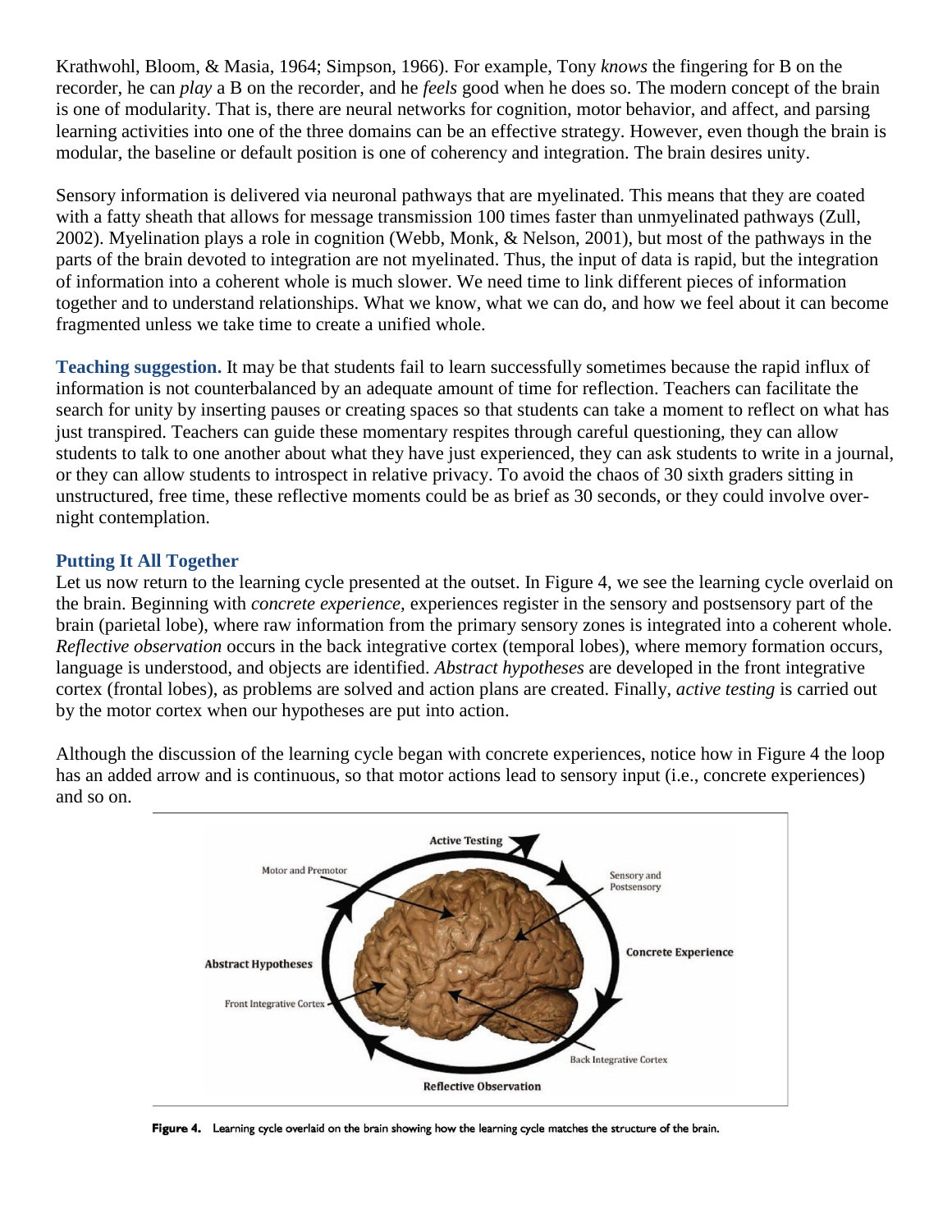Krathwohl, Bloom, & Masia, 1964; Simpson, 1966). For example, Tony *knows* the fingering for B on the recorder, he can *play* a B on the recorder, and he *feels* good when he does so. The modern concept of the brain is one of modularity. That is, there are neural networks for cognition, motor behavior, and affect, and parsing learning activities into one of the three domains can be an effective strategy. However, even though the brain is modular, the baseline or default position is one of coherency and integration. The brain desires unity.

Sensory information is delivered via neuronal pathways that are myelinated. This means that they are coated with a fatty sheath that allows for message transmission 100 times faster than unmyelinated pathways (Zull, 2002). Myelination plays a role in cognition (Webb, Monk, & Nelson, 2001), but most of the pathways in the parts of the brain devoted to integration are not myelinated. Thus, the input of data is rapid, but the integration of information into a coherent whole is much slower. We need time to link different pieces of information together and to understand relationships. What we know, what we can do, and how we feel about it can become fragmented unless we take time to create a unified whole.

**Teaching suggestion.** It may be that students fail to learn successfully sometimes because the rapid influx of information is not counterbalanced by an adequate amount of time for reflection. Teachers can facilitate the search for unity by inserting pauses or creating spaces so that students can take a moment to reflect on what has just transpired. Teachers can guide these momentary respites through careful questioning, they can allow students to talk to one another about what they have just experienced, they can ask students to write in a journal, or they can allow students to introspect in relative privacy. To avoid the chaos of 30 sixth graders sitting in unstructured, free time, these reflective moments could be as brief as 30 seconds, or they could involve over-night contemplation.

### Putting It All Together

Let us now return to the learning cycle presented at the outset. In Figure 4, we see the learning cycle overlaid on the brain. Beginning with *concrete experience,* experiences register in the sensory and postsensory part of the brain (parietal lobe), where raw information from the primary sensory zones is integrated into a coherent whole. *Reflective observation* occurs in the back integrative cortex (temporal lobes), where memory formation occurs, language is understood, and objects are identified. *Abstract hypotheses* are developed in the front integrative cortex (frontal lobes), as problems are solved and action plans are created. Finally, *active testing* is carried out by the motor cortex when our hypotheses are put into action.

Although the discussion of the learning cycle began with concrete experiences, notice how in Figure 4 the loop has an added arrow and is continuous, so that motor actions lead to sensory input (i.e., concrete experiences) and so on.

Active Testing
Motor and Premotor
Sensory and Postsensory
Concrete Experience
Abstract Hypotheses
Front Integrative Cortex
Back Integrative Cortex
Reflective Observation

**Figure 4.** Learning cycle overlaid on the brain showing how the learning cycle matches the structure of the brain.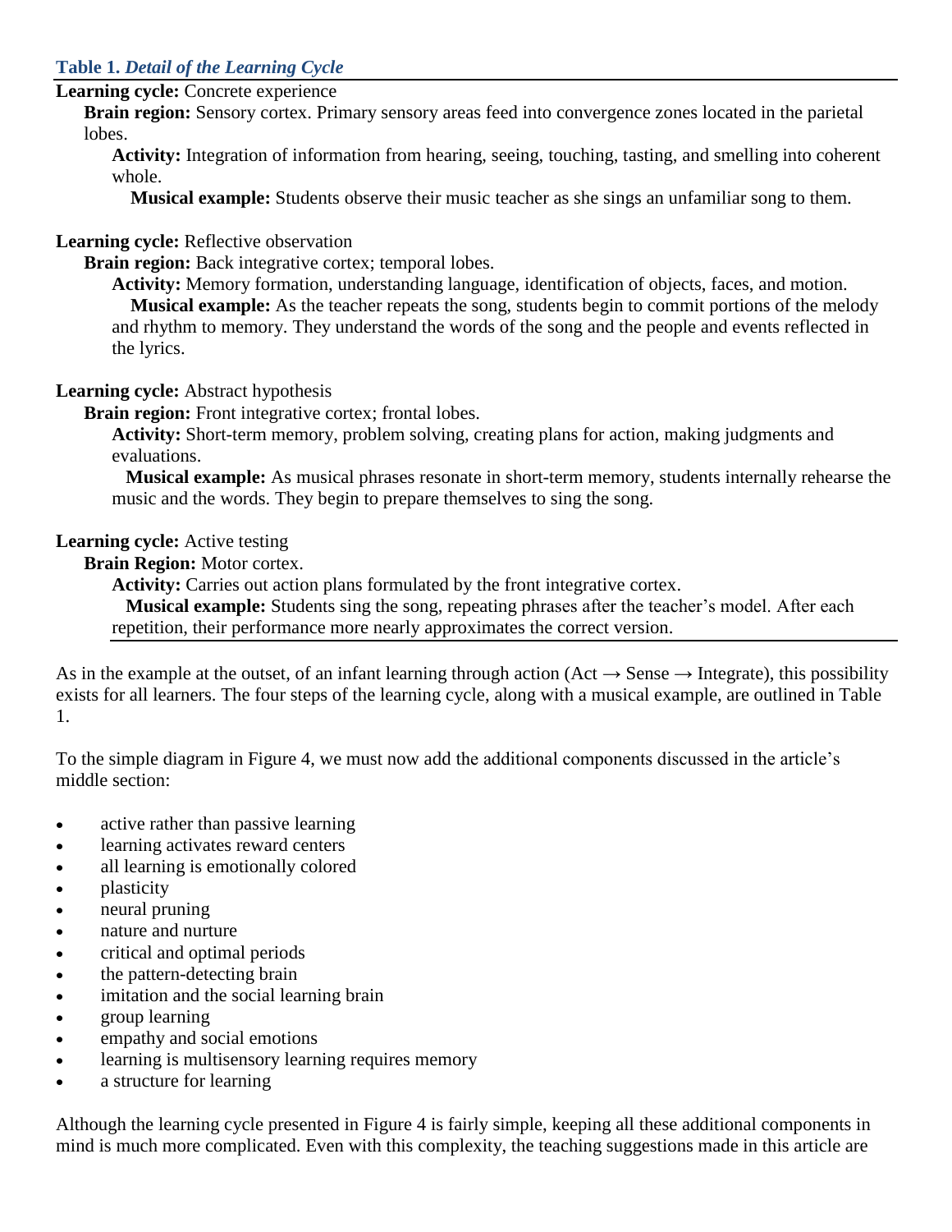**Table 1.** ***Detail of the Learning Cycle***

**Learning cycle:** Concrete experience

**Brain region:** Sensory cortex. Primary sensory areas feed into convergence zones located in the parietal lobes.

**Activity:** Integration of information from hearing, seeing, touching, tasting, and smelling into coherent whole.

**Musical example:** Students observe their music teacher as she sings an unfamiliar song to them.

**Learning cycle:** Reflective observation

**Brain region:** Back integrative cortex; temporal lobes.

**Activity:** Memory formation, understanding language, identification of objects, faces, and motion.

**Musical example:** As the teacher repeats the song, students begin to commit portions of the melody and rhythm to memory. They understand the words of the song and the people and events reflected in the lyrics.

**Learning cycle:** Abstract hypothesis

**Brain region:** Front integrative cortex; frontal lobes.

**Activity:** Short-term memory, problem solving, creating plans for action, making judgments and evaluations.

**Musical example:** As musical phrases resonate in short-term memory, students internally rehearse the music and the words. They begin to prepare themselves to sing the song.

**Learning cycle:** Active testing

**Brain Region:** Motor cortex.

**Activity:** Carries out action plans formulated by the front integrative cortex.

**Musical example:** Students sing the song, repeating phrases after the teacher's model. After each repetition, their performance more nearly approximates the correct version.

---

As in the example at the outset, of an infant learning through action (Act → Sense → Integrate), this possibility exists for all learners. The four steps of the learning cycle, along with a musical example, are outlined in Table 1.

To the simple diagram in Figure 4, we must now add the additional components discussed in the article's middle section:

- active rather than passive learning
- learning activates reward centers
- all learning is emotionally colored
- plasticity
- neural pruning
- nature and nurture
- critical and optimal periods
- the pattern-detecting brain
- imitation and the social learning brain
- group learning
- empathy and social emotions
- learning is multisensory learning requires memory
- a structure for learning

Although the learning cycle presented in Figure 4 is fairly simple, keeping all these additional components in mind is much more complicated. Even with this complexity, the teaching suggestions made in this article are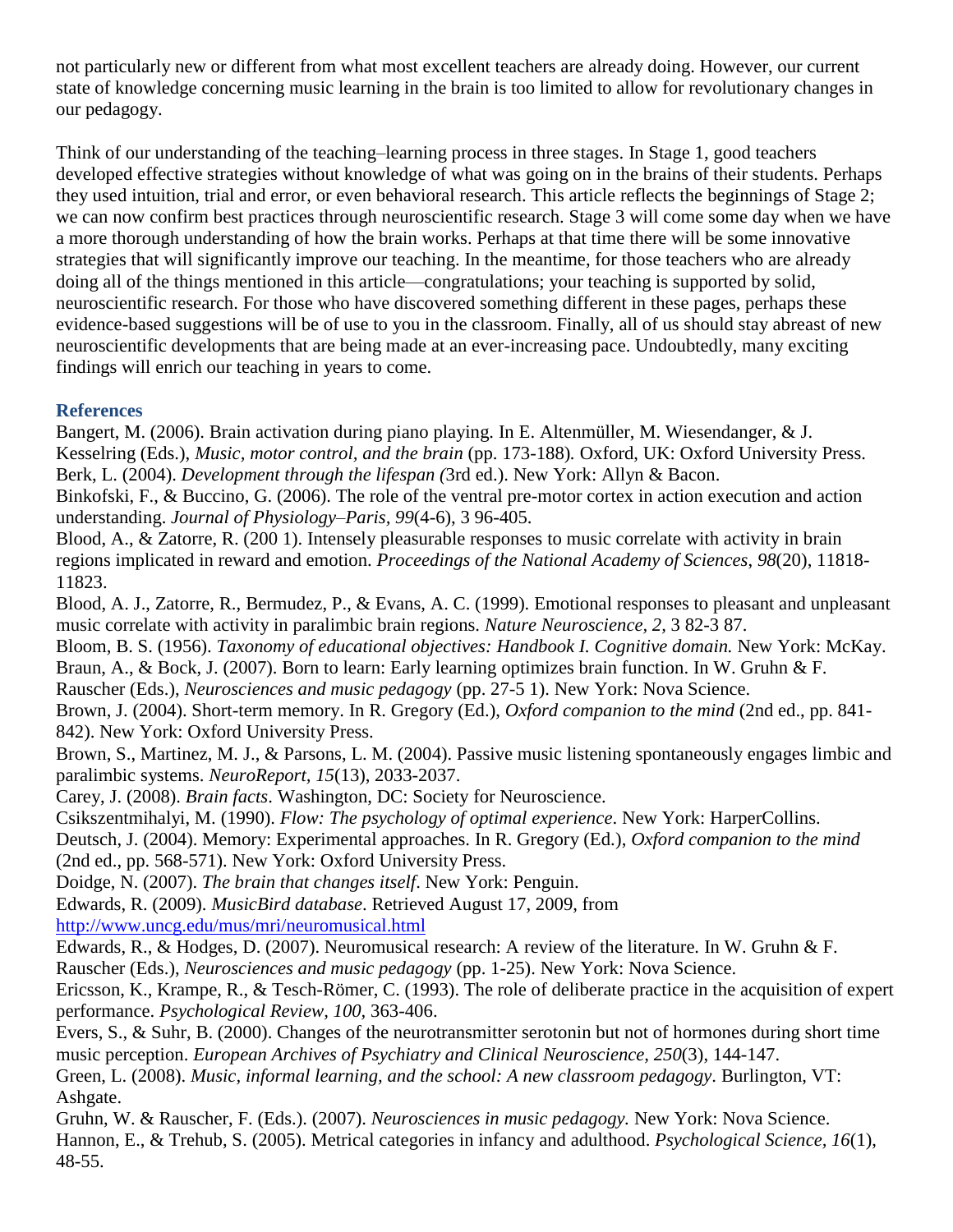not particularly new or different from what most excellent teachers are already doing. However, our current state of knowledge concerning music learning in the brain is too limited to allow for revolutionary changes in our pedagogy.

Think of our understanding of the teaching–learning process in three stages. In Stage 1, good teachers developed effective strategies without knowledge of what was going on in the brains of their students. Perhaps they used intuition, trial and error, or even behavioral research. This article reflects the beginnings of Stage 2; we can now confirm best practices through neuroscientific research. Stage 3 will come some day when we have a more thorough understanding of how the brain works. Perhaps at that time there will be some innovative strategies that will significantly improve our teaching. In the meantime, for those teachers who are already doing all of the things mentioned in this article—congratulations; your teaching is supported by solid, neuroscientific research. For those who have discovered something different in these pages, perhaps these evidence-based suggestions will be of use to you in the classroom. Finally, all of us should stay abreast of new neuroscientific developments that are being made at an ever-increasing pace. Undoubtedly, many exciting findings will enrich our teaching in years to come.

### References

Bangert, M. (2006). Brain activation during piano playing. In E. Altenmüller, M. Wiesendanger, & J. Kesselring (Eds.), *Music, motor control, and the brain* (pp. 173-188). Oxford, UK: Oxford University Press.

Berk, L. (2004). *Development through the lifespan (*3rd ed.). New York: Allyn & Bacon.

Binkofski, F., & Buccino, G. (2006). The role of the ventral pre-motor cortex in action execution and action understanding. *Journal of Physiology–Paris*, *99*(4-6), 3 96-405.

Blood, A., & Zatorre, R. (200 1). Intensely pleasurable responses to music correlate with activity in brain regions implicated in reward and emotion. *Proceedings of the National Academy of Sciences*, *98*(20), 11818-11823.

Blood, A. J., Zatorre, R., Bermudez, P., & Evans, A. C. (1999). Emotional responses to pleasant and unpleasant music correlate with activity in paralimbic brain regions. *Nature Neuroscience, 2,* 3 82-3 87.

Bloom, B. S. (1956). *Taxonomy of educational objectives: Handbook I. Cognitive domain.* New York: McKay.

Braun, A., & Bock, J. (2007). Born to learn: Early learning optimizes brain function. In W. Gruhn & F. Rauscher (Eds.), *Neurosciences and music pedagogy* (pp. 27-5 1). New York: Nova Science.

Brown, J. (2004). Short-term memory. In R. Gregory (Ed.), *Oxford companion to the mind* (2nd ed., pp. 841-842). New York: Oxford University Press.

Brown, S., Martinez, M. J., & Parsons, L. M. (2004). Passive music listening spontaneously engages limbic and paralimbic systems. *NeuroReport*, *15*(13), 2033-2037.

Carey, J. (2008). *Brain facts*. Washington, DC: Society for Neuroscience.

Csikszentmihalyi, M. (1990). *Flow: The psychology of optimal experience*. New York: HarperCollins.

Deutsch, J. (2004). Memory: Experimental approaches. In R. Gregory (Ed.), *Oxford companion to the mind* (2nd ed., pp. 568-571). New York: Oxford University Press.

Doidge, N. (2007). *The brain that changes itself*. New York: Penguin.

Edwards, R. (2009). *MusicBird database*. Retrieved August 17, 2009, from http://www.uncg.edu/mus/mri/neuromusical.html

Edwards, R., & Hodges, D. (2007). Neuromusical research: A review of the literature. In W. Gruhn & F. Rauscher (Eds.), *Neurosciences and music pedagogy* (pp. 1-25). New York: Nova Science.

Ericsson, K., Krampe, R., & Tesch-Römer, C. (1993). The role of deliberate practice in the acquisition of expert performance. *Psychological Review*, *100*, 363-406.

Evers, S., & Suhr, B. (2000). Changes of the neurotransmitter serotonin but not of hormones during short time music perception. *European Archives of Psychiatry and Clinical Neuroscience, 250*(3), 144-147.

Green, L. (2008). *Music, informal learning, and the school: A new classroom pedagogy*. Burlington, VT: Ashgate.

Gruhn, W. & Rauscher, F. (Eds.). (2007). *Neurosciences in music pedagogy.* New York: Nova Science.

Hannon, E., & Trehub, S. (2005). Metrical categories in infancy and adulthood. *Psychological Science, 16*(1), 48-55.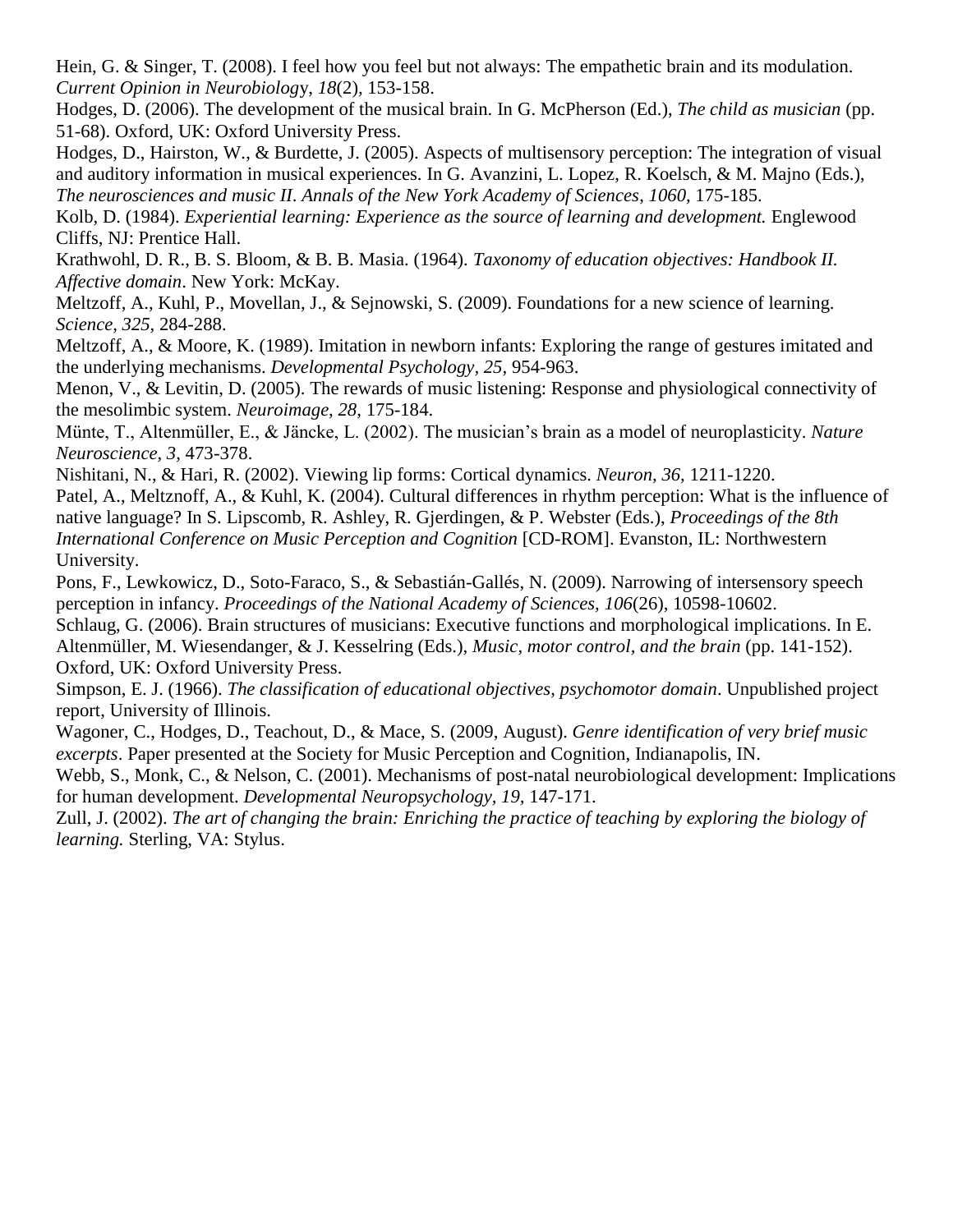Hein, G. & Singer, T. (2008). I feel how you feel but not always: The empathetic brain and its modulation. *Current Opinion in Neurobiology, 18*(2), 153-158.

Hodges, D. (2006). The development of the musical brain. In G. McPherson (Ed.), *The child as musician* (pp. 51-68). Oxford, UK: Oxford University Press.

Hodges, D., Hairston, W., & Burdette, J. (2005). Aspects of multisensory perception: The integration of visual and auditory information in musical experiences. In G. Avanzini, L. Lopez, R. Koelsch, & M. Majno (Eds.), *The neurosciences and music II*. *Annals of the New York Academy of Sciences*, *1060*, 175-185.

Kolb, D. (1984). *Experiential learning: Experience as the source of learning and development.* Englewood Cliffs, NJ: Prentice Hall.

Krathwohl, D. R., B. S. Bloom, & B. B. Masia. (1964). *Taxonomy of education objectives: Handbook II. Affective domain*. New York: McKay.

Meltzoff, A., Kuhl, P., Movellan, J., & Sejnowski, S. (2009). Foundations for a new science of learning. *Science, 325*, 284-288.

Meltzoff, A., & Moore, K. (1989). Imitation in newborn infants: Exploring the range of gestures imitated and the underlying mechanisms. *Developmental Psychology, 25*, 954-963.

Menon, V., & Levitin, D. (2005). The rewards of music listening: Response and physiological connectivity of the mesolimbic system. *Neuroimage, 28*, 175-184.

Münte, T., Altenmüller, E., & Jäncke, L. (2002). The musician's brain as a model of neuroplasticity. *Nature Neuroscience, 3*, 473-378.

Nishitani, N., & Hari, R. (2002). Viewing lip forms: Cortical dynamics. *Neuron, 36*, 1211-1220.

Patel, A., Meltznoff, A., & Kuhl, K. (2004). Cultural differences in rhythm perception: What is the influence of native language? In S. Lipscomb, R. Ashley, R. Gjerdingen, & P. Webster (Eds.), *Proceedings of the 8th International Conference on Music Perception and Cognition* [CD-ROM]. Evanston, IL: Northwestern University.

Pons, F., Lewkowicz, D., Soto-Faraco, S., & Sebastián-Gallés, N. (2009). Narrowing of intersensory speech perception in infancy. *Proceedings of the National Academy of Sciences, 106*(26), 10598-10602.

Schlaug, G. (2006). Brain structures of musicians: Executive functions and morphological implications. In E. Altenmüller, M. Wiesendanger, & J. Kesselring (Eds.), *Music, motor control, and the brain* (pp. 141-152). Oxford, UK: Oxford University Press.

Simpson, E. J. (1966). *The classification of educational objectives, psychomotor domain*. Unpublished project report, University of Illinois.

Wagoner, C., Hodges, D., Teachout, D., & Mace, S. (2009, August). *Genre identification of very brief music excerpts*. Paper presented at the Society for Music Perception and Cognition, Indianapolis, IN.

Webb, S., Monk, C., & Nelson, C. (2001). Mechanisms of post-natal neurobiological development: Implications for human development. *Developmental Neuropsychology, 19*, 147-171.

Zull, J. (2002). *The art of changing the brain: Enriching the practice of teaching by exploring the biology of learning.* Sterling, VA: Stylus.